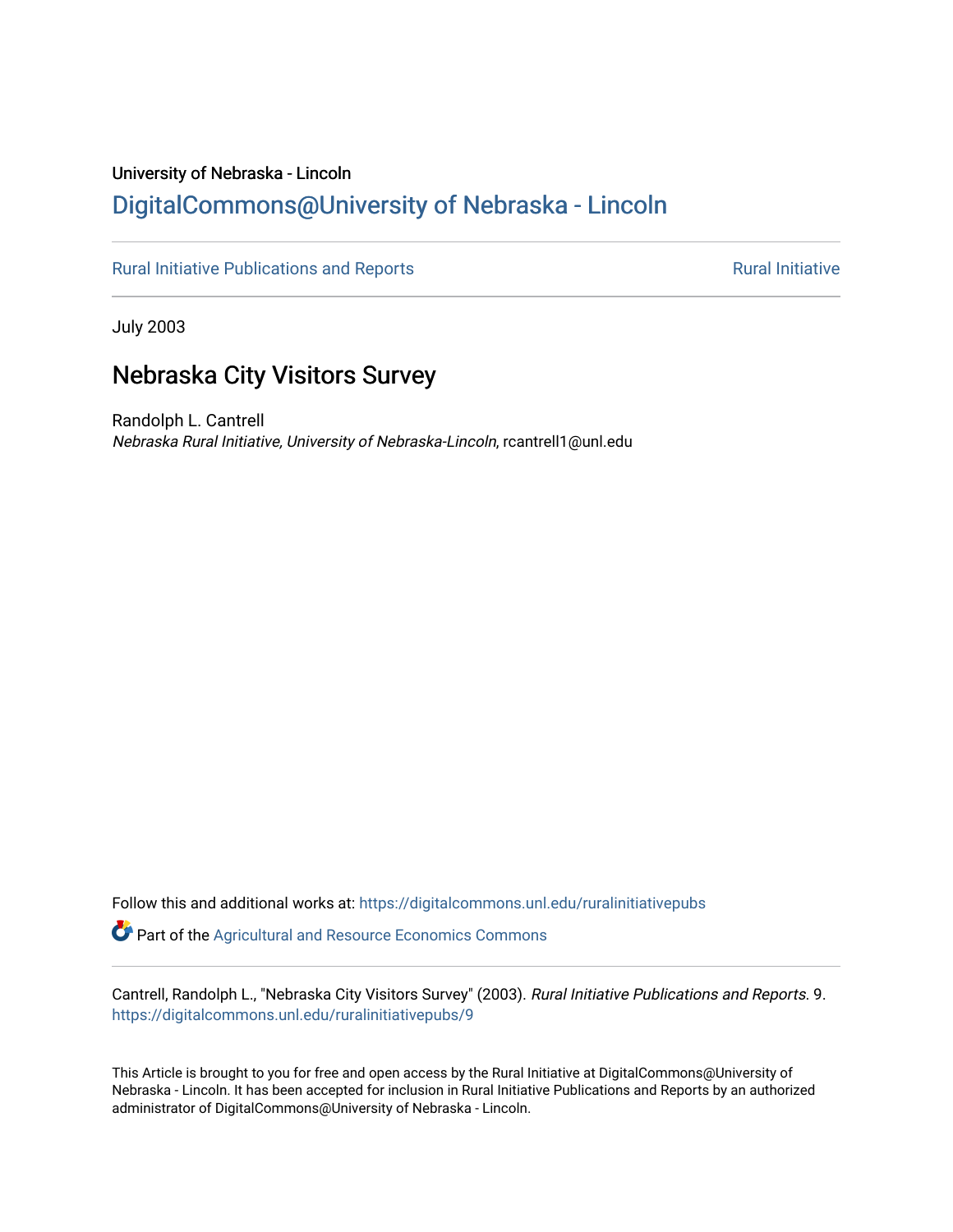University of Nebraska - Lincoln

# DigitalCommons@University of Nebraska - Lincoln

Rural Initiative Publications and Reports

Rural Initiative

July 2003

## Nebraska City Visitors Survey

Randolph L. Cantrell
*Nebraska Rural Initiative, University of Nebraska-Lincoln*, rcantrell1@unl.edu

Follow this and additional works at: https://digitalcommons.unl.edu/ruralinitiativepubs

Part of the Agricultural and Resource Economics Commons

Cantrell, Randolph L., "Nebraska City Visitors Survey" (2003). *Rural Initiative Publications and Reports*. 9.
https://digitalcommons.unl.edu/ruralinitiativepubs/9

This Article is brought to you for free and open access by the Rural Initiative at DigitalCommons@University of Nebraska - Lincoln. It has been accepted for inclusion in Rural Initiative Publications and Reports by an authorized administrator of DigitalCommons@University of Nebraska - Lincoln.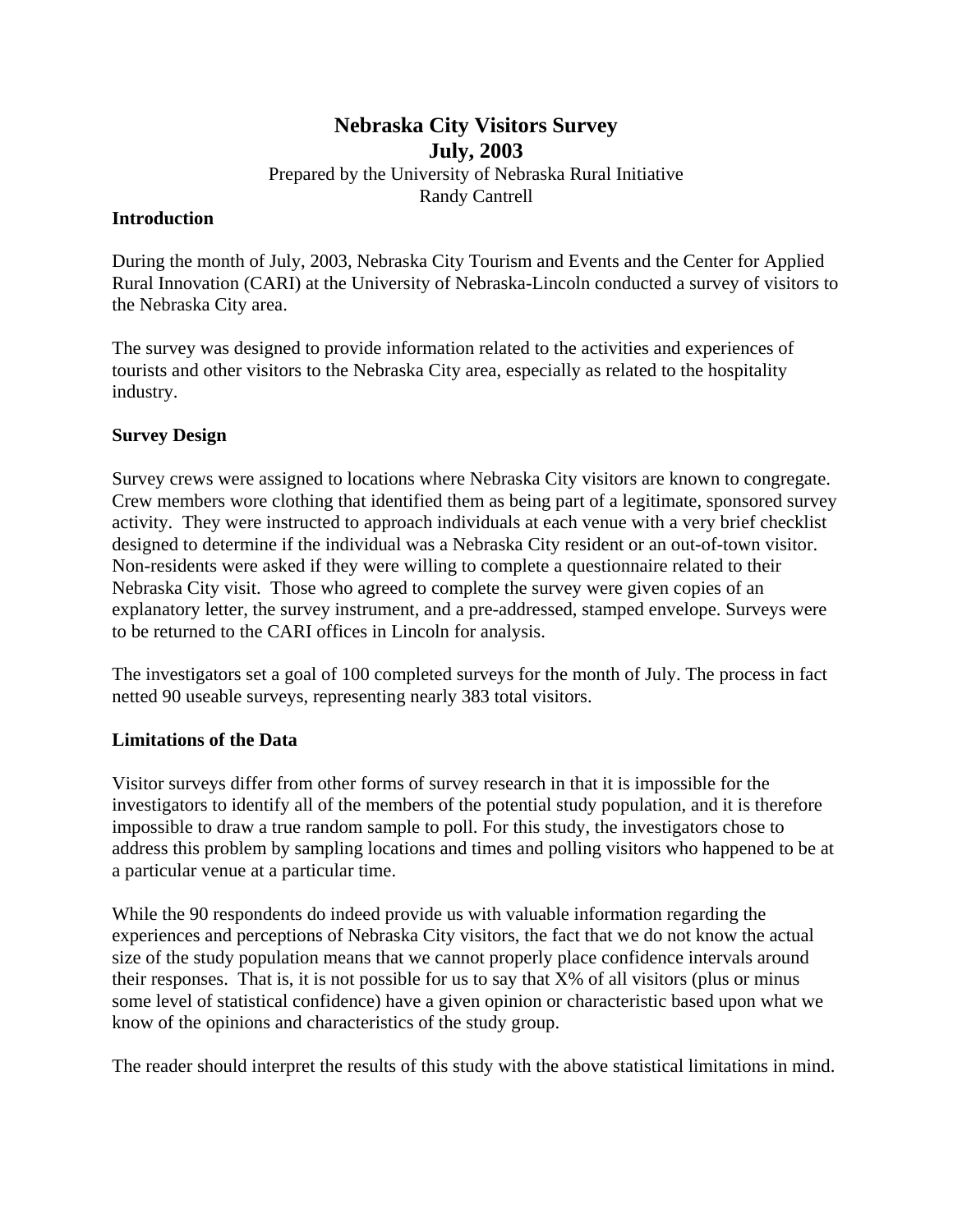# Nebraska City Visitors Survey
# July, 2003

Prepared by the University of Nebraska Rural Initiative
Randy Cantrell

## Introduction

During the month of July, 2003, Nebraska City Tourism and Events and the Center for Applied Rural Innovation (CARI) at the University of Nebraska-Lincoln conducted a survey of visitors to the Nebraska City area.

The survey was designed to provide information related to the activities and experiences of tourists and other visitors to the Nebraska City area, especially as related to the hospitality industry.

## Survey Design

Survey crews were assigned to locations where Nebraska City visitors are known to congregate. Crew members wore clothing that identified them as being part of a legitimate, sponsored survey activity. They were instructed to approach individuals at each venue with a very brief checklist designed to determine if the individual was a Nebraska City resident or an out-of-town visitor. Non-residents were asked if they were willing to complete a questionnaire related to their Nebraska City visit. Those who agreed to complete the survey were given copies of an explanatory letter, the survey instrument, and a pre-addressed, stamped envelope. Surveys were to be returned to the CARI offices in Lincoln for analysis.

The investigators set a goal of 100 completed surveys for the month of July. The process in fact netted 90 useable surveys, representing nearly 383 total visitors.

## Limitations of the Data

Visitor surveys differ from other forms of survey research in that it is impossible for the investigators to identify all of the members of the potential study population, and it is therefore impossible to draw a true random sample to poll. For this study, the investigators chose to address this problem by sampling locations and times and polling visitors who happened to be at a particular venue at a particular time.

While the 90 respondents do indeed provide us with valuable information regarding the experiences and perceptions of Nebraska City visitors, the fact that we do not know the actual size of the study population means that we cannot properly place confidence intervals around their responses. That is, it is not possible for us to say that X% of all visitors (plus or minus some level of statistical confidence) have a given opinion or characteristic based upon what we know of the opinions and characteristics of the study group.

The reader should interpret the results of this study with the above statistical limitations in mind.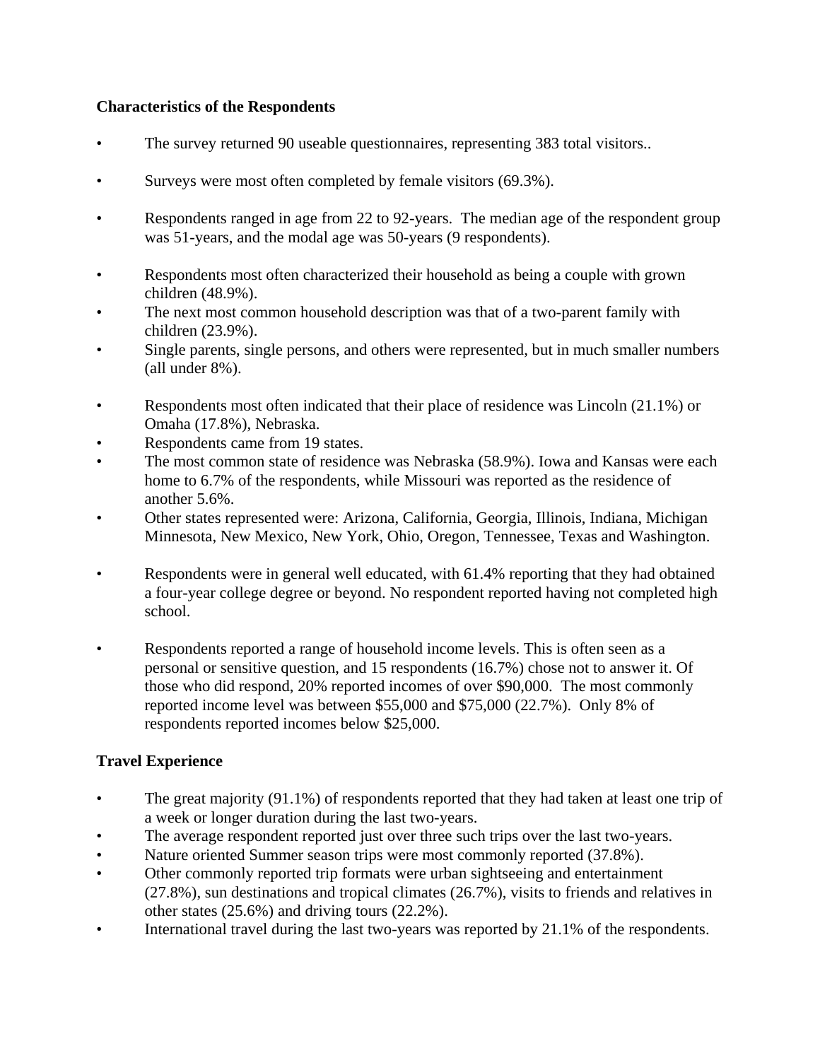**Characteristics of the Respondents**

- The survey returned 90 useable questionnaires, representing 383 total visitors..
- Surveys were most often completed by female visitors (69.3%).
- Respondents ranged in age from 22 to 92-years. The median age of the respondent group was 51-years, and the modal age was 50-years (9 respondents).
- Respondents most often characterized their household as being a couple with grown children (48.9%).
- The next most common household description was that of a two-parent family with children (23.9%).
- Single parents, single persons, and others were represented, but in much smaller numbers (all under 8%).
- Respondents most often indicated that their place of residence was Lincoln (21.1%) or Omaha (17.8%), Nebraska.
- Respondents came from 19 states.
- The most common state of residence was Nebraska (58.9%). Iowa and Kansas were each home to 6.7% of the respondents, while Missouri was reported as the residence of another 5.6%.
- Other states represented were: Arizona, California, Georgia, Illinois, Indiana, Michigan Minnesota, New Mexico, New York, Ohio, Oregon, Tennessee, Texas and Washington.
- Respondents were in general well educated, with 61.4% reporting that they had obtained a four-year college degree or beyond. No respondent reported having not completed high school.
- Respondents reported a range of household income levels. This is often seen as a personal or sensitive question, and 15 respondents (16.7%) chose not to answer it. Of those who did respond, 20% reported incomes of over $90,000. The most commonly reported income level was between $55,000 and $75,000 (22.7%). Only 8% of respondents reported incomes below $25,000.

**Travel Experience**

- The great majority (91.1%) of respondents reported that they had taken at least one trip of a week or longer duration during the last two-years.
- The average respondent reported just over three such trips over the last two-years.
- Nature oriented Summer season trips were most commonly reported (37.8%).
- Other commonly reported trip formats were urban sightseeing and entertainment (27.8%), sun destinations and tropical climates (26.7%), visits to friends and relatives in other states (25.6%) and driving tours (22.2%).
- International travel during the last two-years was reported by 21.1% of the respondents.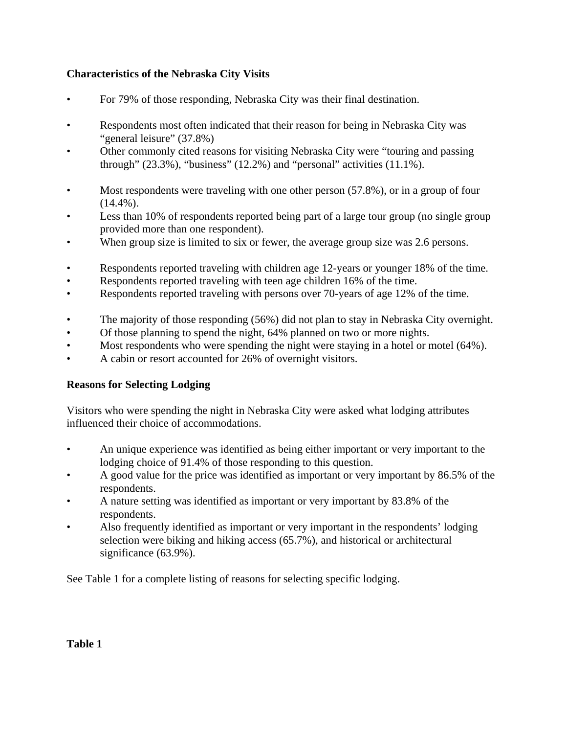**Characteristics of the Nebraska City Visits**

- For 79% of those responding, Nebraska City was their final destination.

- Respondents most often indicated that their reason for being in Nebraska City was "general leisure" (37.8%)
- Other commonly cited reasons for visiting Nebraska City were "touring and passing through" (23.3%), "business" (12.2%) and "personal" activities (11.1%).

- Most respondents were traveling with one other person (57.8%), or in a group of four (14.4%).
- Less than 10% of respondents reported being part of a large tour group (no single group provided more than one respondent).
- When group size is limited to six or fewer, the average group size was 2.6 persons.

- Respondents reported traveling with children age 12-years or younger 18% of the time.
- Respondents reported traveling with teen age children 16% of the time.
- Respondents reported traveling with persons over 70-years of age 12% of the time.

- The majority of those responding (56%) did not plan to stay in Nebraska City overnight.
- Of those planning to spend the night, 64% planned on two or more nights.
- Most respondents who were spending the night were staying in a hotel or motel (64%).
- A cabin or resort accounted for 26% of overnight visitors.

**Reasons for Selecting Lodging**

Visitors who were spending the night in Nebraska City were asked what lodging attributes influenced their choice of accommodations.

- An unique experience was identified as being either important or very important to the lodging choice of 91.4% of those responding to this question.
- A good value for the price was identified as important or very important by 86.5% of the respondents.
- A nature setting was identified as important or very important by 83.8% of the respondents.
- Also frequently identified as important or very important in the respondents' lodging selection were biking and hiking access (65.7%), and historical or architectural significance (63.9%).

See Table 1 for a complete listing of reasons for selecting specific lodging.

**Table 1**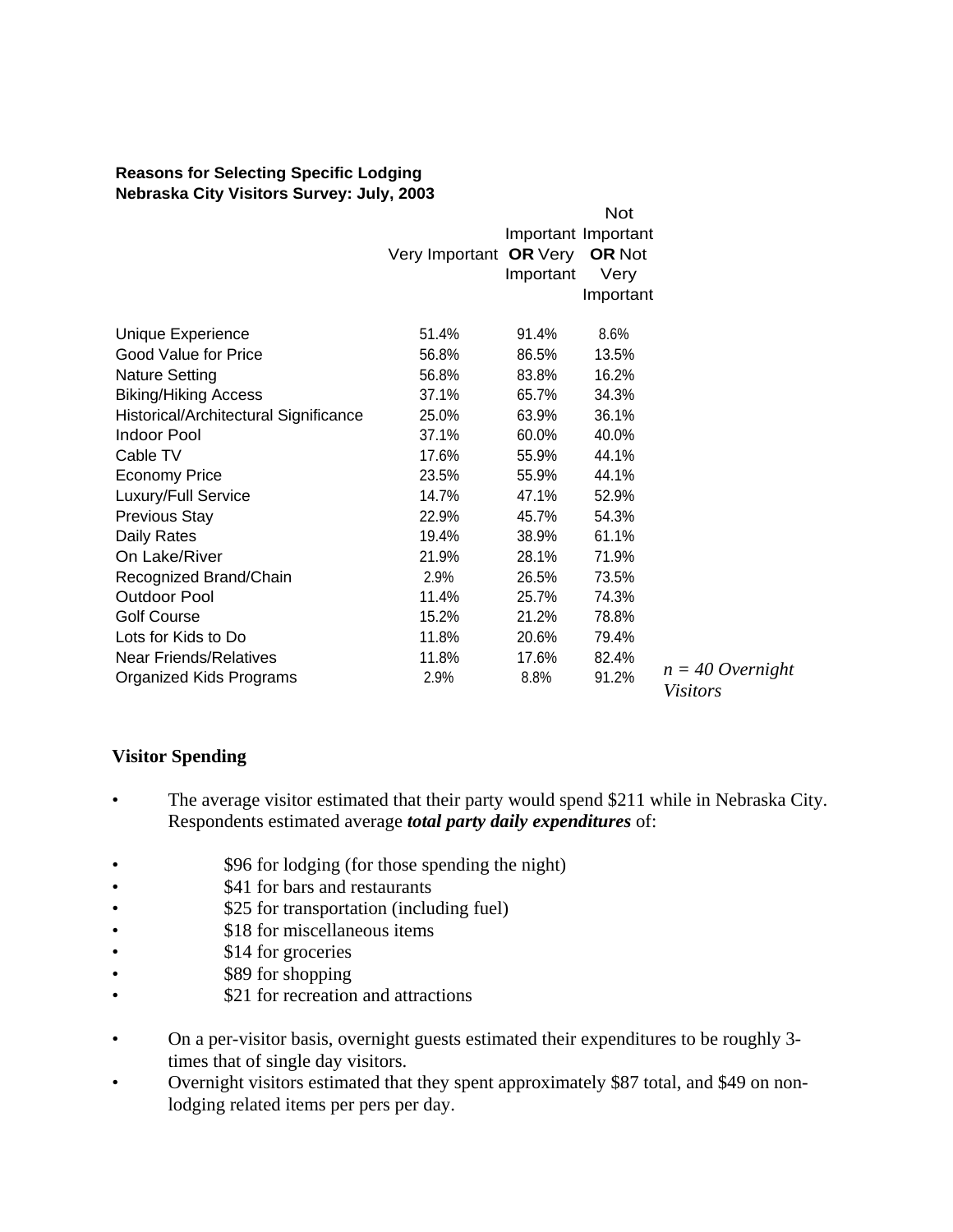**Reasons for Selecting Specific Lodging**
**Nebraska City Visitors Survey: July, 2003**

| | Very Important | Important **OR** Very Important | Not Important **OR** Not Very Important |
|---|---|---|---|
| Unique Experience | 51.4% | 91.4% | 8.6% |
| Good Value for Price | 56.8% | 86.5% | 13.5% |
| Nature Setting | 56.8% | 83.8% | 16.2% |
| Biking/Hiking Access | 37.1% | 65.7% | 34.3% |
| Historical/Architectural Significance | 25.0% | 63.9% | 36.1% |
| Indoor Pool | 37.1% | 60.0% | 40.0% |
| Cable TV | 17.6% | 55.9% | 44.1% |
| Economy Price | 23.5% | 55.9% | 44.1% |
| Luxury/Full Service | 14.7% | 47.1% | 52.9% |
| Previous Stay | 22.9% | 45.7% | 54.3% |
| Daily Rates | 19.4% | 38.9% | 61.1% |
| On Lake/River | 21.9% | 28.1% | 71.9% |
| Recognized Brand/Chain | 2.9% | 26.5% | 73.5% |
| Outdoor Pool | 11.4% | 25.7% | 74.3% |
| Golf Course | 15.2% | 21.2% | 78.8% |
| Lots for Kids to Do | 11.8% | 20.6% | 79.4% |
| Near Friends/Relatives | 11.8% | 17.6% | 82.4% |
| Organized Kids Programs | 2.9% | 8.8% | 91.2% |

*n = 40 Overnight Visitors*

**Visitor Spending**

- The average visitor estimated that their party would spend $211 while in Nebraska City. Respondents estimated average ***total party daily expenditures*** of:

- $96 for lodging (for those spending the night)
- $41 for bars and restaurants
- $25 for transportation (including fuel)
- $18 for miscellaneous items
- $14 for groceries
- $89 for shopping
- $21 for recreation and attractions

- On a per-visitor basis, overnight guests estimated their expenditures to be roughly 3-times that of single day visitors.
- Overnight visitors estimated that they spent approximately $87 total, and $49 on non-lodging related items per pers per day.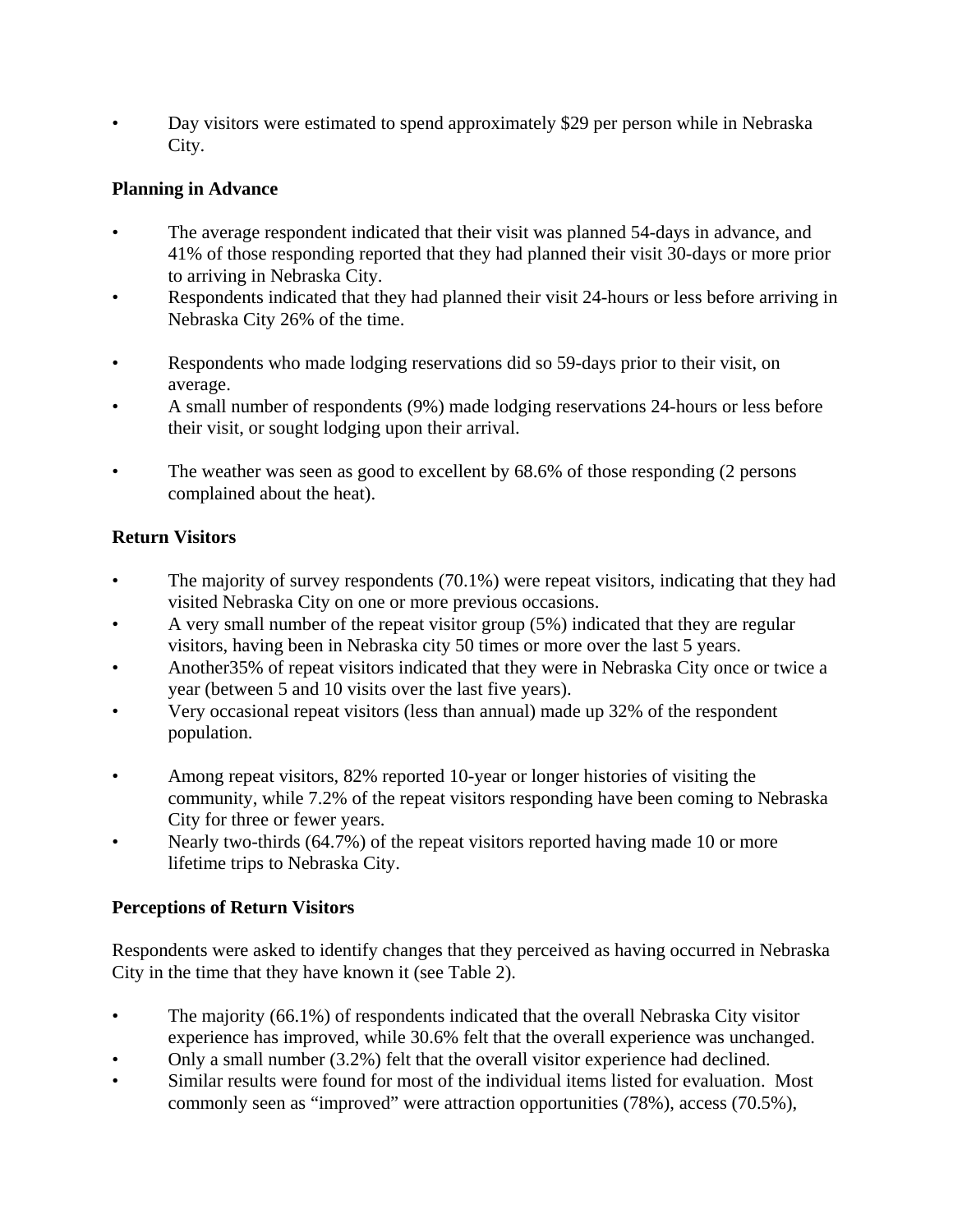- Day visitors were estimated to spend approximately $29 per person while in Nebraska City.

**Planning in Advance**

- The average respondent indicated that their visit was planned 54-days in advance, and 41% of those responding reported that they had planned their visit 30-days or more prior to arriving in Nebraska City.
- Respondents indicated that they had planned their visit 24-hours or less before arriving in Nebraska City 26% of the time.

- Respondents who made lodging reservations did so 59-days prior to their visit, on average.
- A small number of respondents (9%) made lodging reservations 24-hours or less before their visit, or sought lodging upon their arrival.

- The weather was seen as good to excellent by 68.6% of those responding (2 persons complained about the heat).

**Return Visitors**

- The majority of survey respondents (70.1%) were repeat visitors, indicating that they had visited Nebraska City on one or more previous occasions.
- A very small number of the repeat visitor group (5%) indicated that they are regular visitors, having been in Nebraska city 50 times or more over the last 5 years.
- Another35% of repeat visitors indicated that they were in Nebraska City once or twice a year (between 5 and 10 visits over the last five years).
- Very occasional repeat visitors (less than annual) made up 32% of the respondent population.

- Among repeat visitors, 82% reported 10-year or longer histories of visiting the community, while 7.2% of the repeat visitors responding have been coming to Nebraska City for three or fewer years.
- Nearly two-thirds (64.7%) of the repeat visitors reported having made 10 or more lifetime trips to Nebraska City.

**Perceptions of Return Visitors**

Respondents were asked to identify changes that they perceived as having occurred in Nebraska City in the time that they have known it (see Table 2).

- The majority (66.1%) of respondents indicated that the overall Nebraska City visitor experience has improved, while 30.6% felt that the overall experience was unchanged.
- Only a small number (3.2%) felt that the overall visitor experience had declined.
- Similar results were found for most of the individual items listed for evaluation. Most commonly seen as "improved" were attraction opportunities (78%), access (70.5%),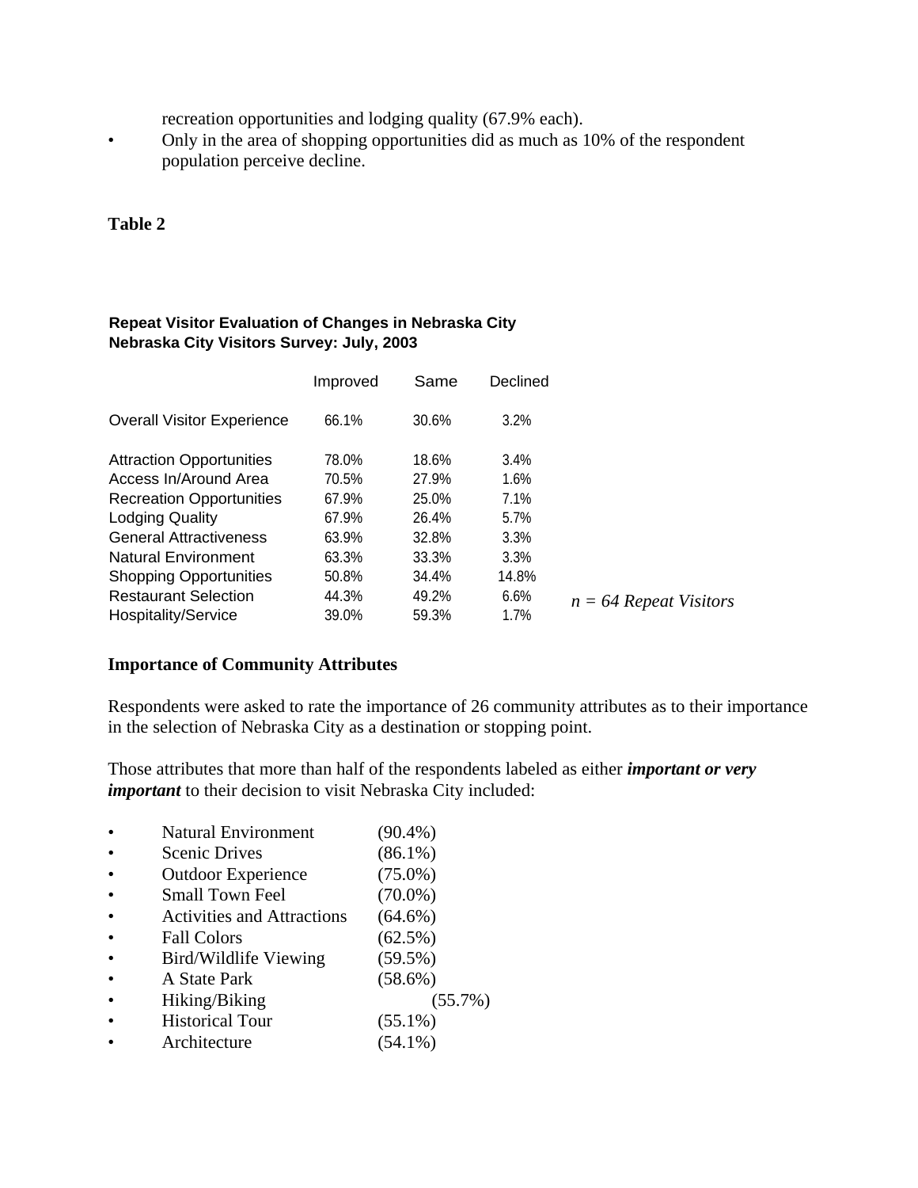recreation opportunities and lodging quality (67.9% each).

- Only in the area of shopping opportunities did as much as 10% of the respondent population perceive decline.

**Table 2**

**Repeat Visitor Evaluation of Changes in Nebraska City**
**Nebraska City Visitors Survey: July, 2003**

| | Improved | Same | Declined |
|---|---|---|---|
| Overall Visitor Experience | 66.1% | 30.6% | 3.2% |
| Attraction Opportunities | 78.0% | 18.6% | 3.4% |
| Access In/Around Area | 70.5% | 27.9% | 1.6% |
| Recreation Opportunities | 67.9% | 25.0% | 7.1% |
| Lodging Quality | 67.9% | 26.4% | 5.7% |
| General Attractiveness | 63.9% | 32.8% | 3.3% |
| Natural Environment | 63.3% | 33.3% | 3.3% |
| Shopping Opportunities | 50.8% | 34.4% | 14.8% |
| Restaurant Selection | 44.3% | 49.2% | 6.6% |
| Hospitality/Service | 39.0% | 59.3% | 1.7% |

*n = 64 Repeat Visitors*

**Importance of Community Attributes**

Respondents were asked to rate the importance of 26 community attributes as to their importance in the selection of Nebraska City as a destination or stopping point.

Those attributes that more than half of the respondents labeled as either ***important or very important*** to their decision to visit Nebraska City included:

- Natural Environment (90.4%)
- Scenic Drives (86.1%)
- Outdoor Experience (75.0%)
- Small Town Feel (70.0%)
- Activities and Attractions (64.6%)
- Fall Colors (62.5%)
- Bird/Wildlife Viewing (59.5%)
- A State Park (58.6%)
- Hiking/Biking (55.7%)
- Historical Tour (55.1%)
- Architecture (54.1%)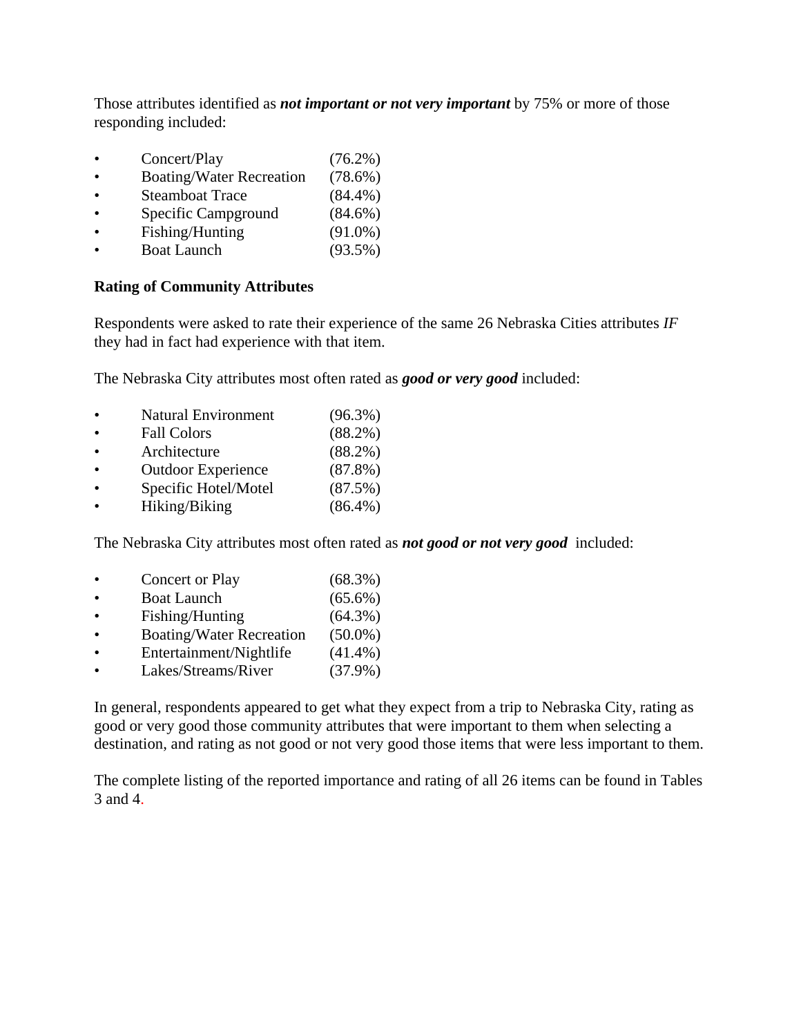Those attributes identified as ***not important or not very important*** by 75% or more of those responding included:

- Concert/Play (76.2%)
- Boating/Water Recreation (78.6%)
- Steamboat Trace (84.4%)
- Specific Campground (84.6%)
- Fishing/Hunting (91.0%)
- Boat Launch (93.5%)

**Rating of Community Attributes**

Respondents were asked to rate their experience of the same 26 Nebraska Cities attributes *IF* they had in fact had experience with that item.

The Nebraska City attributes most often rated as ***good or very good*** included:

- Natural Environment (96.3%)
- Fall Colors (88.2%)
- Architecture (88.2%)
- Outdoor Experience (87.8%)
- Specific Hotel/Motel (87.5%)
- Hiking/Biking (86.4%)

The Nebraska City attributes most often rated as ***not good or not very good*** included:

- Concert or Play (68.3%)
- Boat Launch (65.6%)
- Fishing/Hunting (64.3%)
- Boating/Water Recreation (50.0%)
- Entertainment/Nightlife (41.4%)
- Lakes/Streams/River (37.9%)

In general, respondents appeared to get what they expect from a trip to Nebraska City, rating as good or very good those community attributes that were important to them when selecting a destination, and rating as not good or not very good those items that were less important to them.

The complete listing of the reported importance and rating of all 26 items can be found in Tables 3 and 4.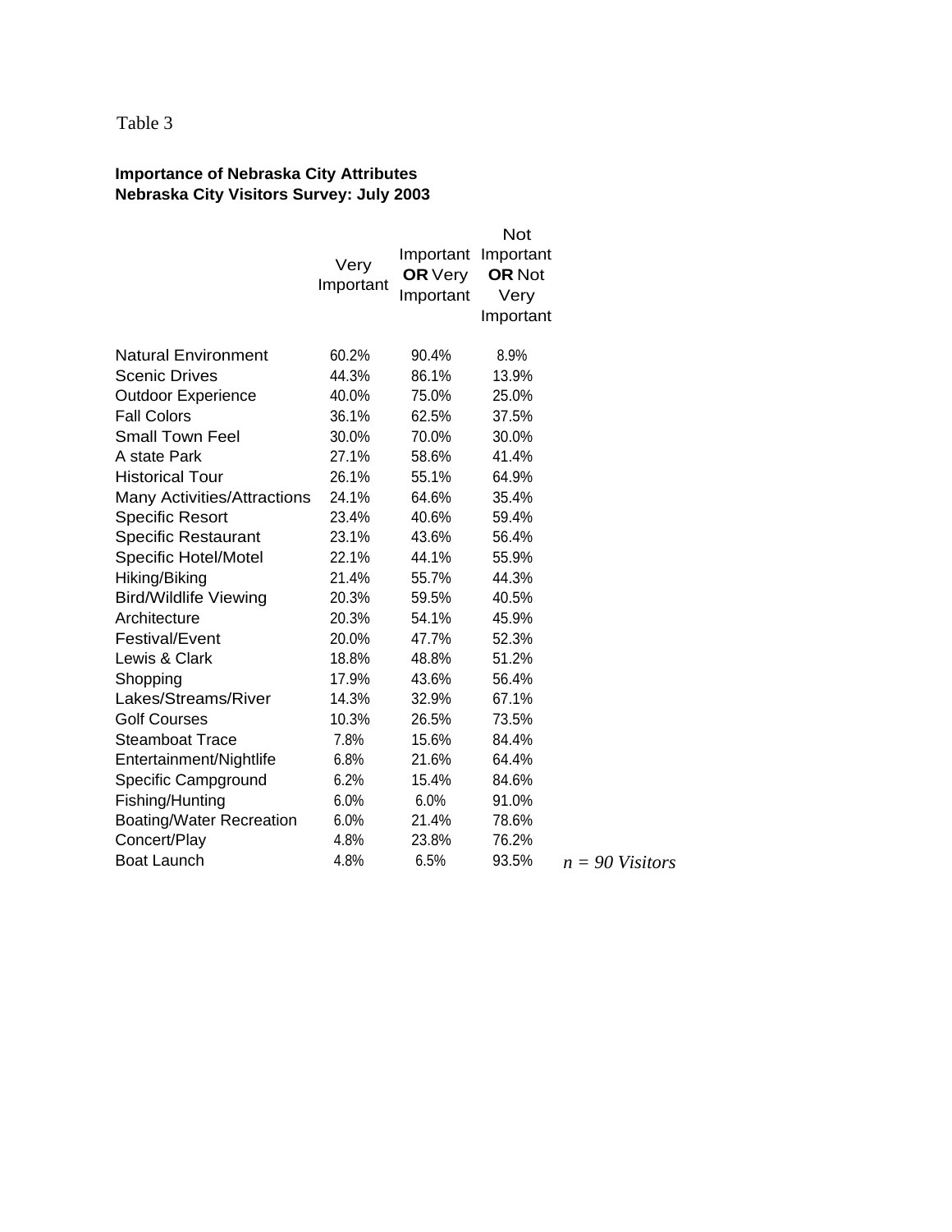Table 3

**Importance of Nebraska City Attributes**
**Nebraska City Visitors Survey: July 2003**

| | Very Important | Important **OR** Very Important | Not Important **OR** Not Very Important |
|---|---|---|---|
| Natural Environment | 60.2% | 90.4% | 8.9% |
| Scenic Drives | 44.3% | 86.1% | 13.9% |
| Outdoor Experience | 40.0% | 75.0% | 25.0% |
| Fall Colors | 36.1% | 62.5% | 37.5% |
| Small Town Feel | 30.0% | 70.0% | 30.0% |
| A state Park | 27.1% | 58.6% | 41.4% |
| Historical Tour | 26.1% | 55.1% | 64.9% |
| Many Activities/Attractions | 24.1% | 64.6% | 35.4% |
| Specific Resort | 23.4% | 40.6% | 59.4% |
| Specific Restaurant | 23.1% | 43.6% | 56.4% |
| Specific Hotel/Motel | 22.1% | 44.1% | 55.9% |
| Hiking/Biking | 21.4% | 55.7% | 44.3% |
| Bird/Wildlife Viewing | 20.3% | 59.5% | 40.5% |
| Architecture | 20.3% | 54.1% | 45.9% |
| Festival/Event | 20.0% | 47.7% | 52.3% |
| Lewis & Clark | 18.8% | 48.8% | 51.2% |
| Shopping | 17.9% | 43.6% | 56.4% |
| Lakes/Streams/River | 14.3% | 32.9% | 67.1% |
| Golf Courses | 10.3% | 26.5% | 73.5% |
| Steamboat Trace | 7.8% | 15.6% | 84.4% |
| Entertainment/Nightlife | 6.8% | 21.6% | 64.4% |
| Specific Campground | 6.2% | 15.4% | 84.6% |
| Fishing/Hunting | 6.0% | 6.0% | 91.0% |
| Boating/Water Recreation | 6.0% | 21.4% | 78.6% |
| Concert/Play | 4.8% | 23.8% | 76.2% |
| Boat Launch | 4.8% | 6.5% | 93.5% |

*n = 90 Visitors*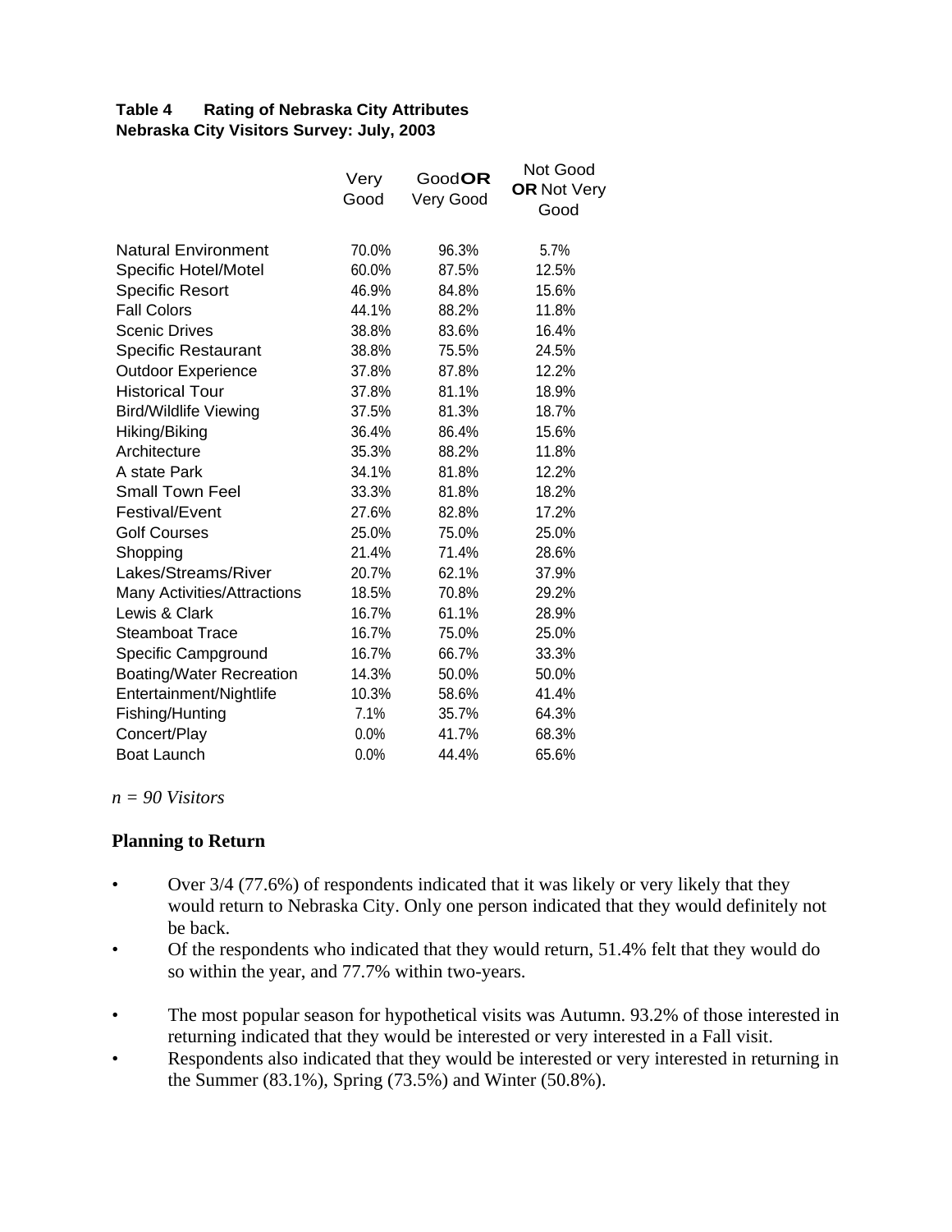**Table 4 Rating of Nebraska City Attributes**
**Nebraska City Visitors Survey: July, 2003**

| | Very Good | Good **OR** Very Good | Not Good **OR** Not Very Good |
|---|---|---|---|
| Natural Environment | 70.0% | 96.3% | 5.7% |
| Specific Hotel/Motel | 60.0% | 87.5% | 12.5% |
| Specific Resort | 46.9% | 84.8% | 15.6% |
| Fall Colors | 44.1% | 88.2% | 11.8% |
| Scenic Drives | 38.8% | 83.6% | 16.4% |
| Specific Restaurant | 38.8% | 75.5% | 24.5% |
| Outdoor Experience | 37.8% | 87.8% | 12.2% |
| Historical Tour | 37.8% | 81.1% | 18.9% |
| Bird/Wildlife Viewing | 37.5% | 81.3% | 18.7% |
| Hiking/Biking | 36.4% | 86.4% | 15.6% |
| Architecture | 35.3% | 88.2% | 11.8% |
| A state Park | 34.1% | 81.8% | 12.2% |
| Small Town Feel | 33.3% | 81.8% | 18.2% |
| Festival/Event | 27.6% | 82.8% | 17.2% |
| Golf Courses | 25.0% | 75.0% | 25.0% |
| Shopping | 21.4% | 71.4% | 28.6% |
| Lakes/Streams/River | 20.7% | 62.1% | 37.9% |
| Many Activities/Attractions | 18.5% | 70.8% | 29.2% |
| Lewis & Clark | 16.7% | 61.1% | 28.9% |
| Steamboat Trace | 16.7% | 75.0% | 25.0% |
| Specific Campground | 16.7% | 66.7% | 33.3% |
| Boating/Water Recreation | 14.3% | 50.0% | 50.0% |
| Entertainment/Nightlife | 10.3% | 58.6% | 41.4% |
| Fishing/Hunting | 7.1% | 35.7% | 64.3% |
| Concert/Play | 0.0% | 41.7% | 68.3% |
| Boat Launch | 0.0% | 44.4% | 65.6% |

*n = 90 Visitors*

## Planning to Return

- Over 3/4 (77.6%) of respondents indicated that it was likely or very likely that they would return to Nebraska City. Only one person indicated that they would definitely not be back.
- Of the respondents who indicated that they would return, 51.4% felt that they would do so within the year, and 77.7% within two-years.
- The most popular season for hypothetical visits was Autumn. 93.2% of those interested in returning indicated that they would be interested or very interested in a Fall visit.
- Respondents also indicated that they would be interested or very interested in returning in the Summer (83.1%), Spring (73.5%) and Winter (50.8%).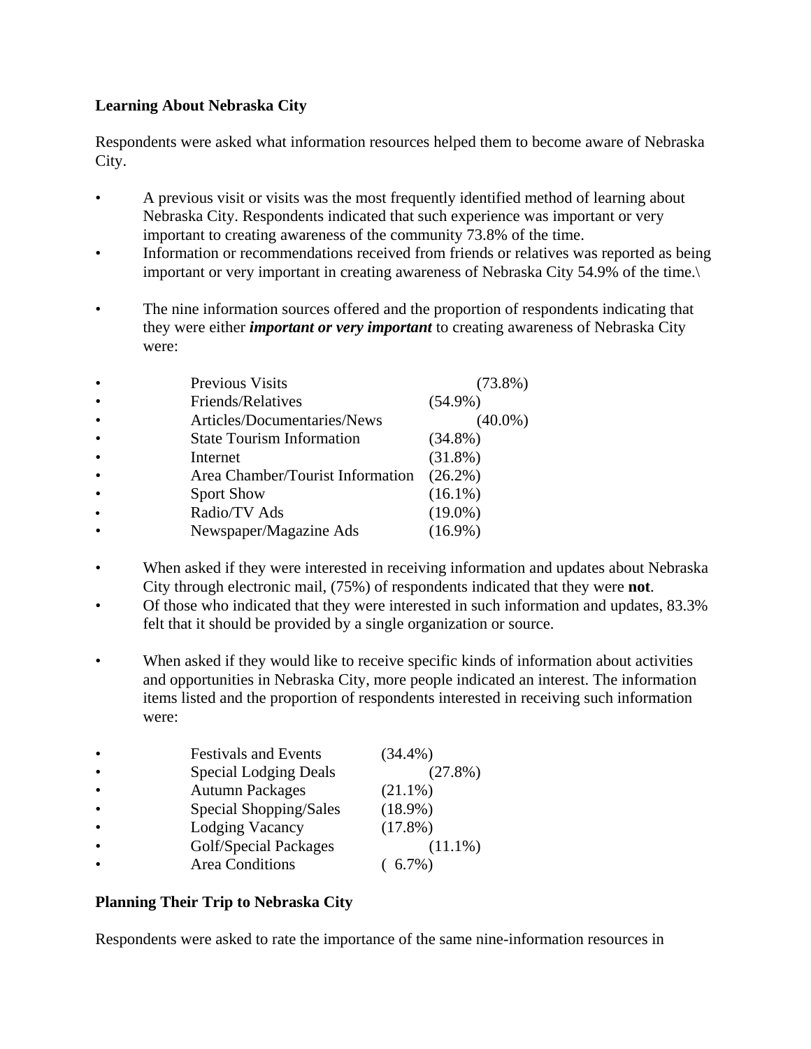**Learning About Nebraska City**

Respondents were asked what information resources helped them to become aware of Nebraska City.

- A previous visit or visits was the most frequently identified method of learning about Nebraska City. Respondents indicated that such experience was important or very important to creating awareness of the community 73.8% of the time.
- Information or recommendations received from friends or relatives was reported as being important or very important in creating awareness of Nebraska City 54.9% of the time.\

- The nine information sources offered and the proportion of respondents indicating that they were either ***important or very important*** to creating awareness of Nebraska City were:

- Previous Visits (73.8%)
- Friends/Relatives (54.9%)
- Articles/Documentaries/News (40.0%)
- State Tourism Information (34.8%)
- Internet (31.8%)
- Area Chamber/Tourist Information (26.2%)
- Sport Show (16.1%)
- Radio/TV Ads (19.0%)
- Newspaper/Magazine Ads (16.9%)

- When asked if they were interested in receiving information and updates about Nebraska City through electronic mail, (75%) of respondents indicated that they were **not**.
- Of those who indicated that they were interested in such information and updates, 83.3% felt that it should be provided by a single organization or source.

- When asked if they would like to receive specific kinds of information about activities and opportunities in Nebraska City, more people indicated an interest. The information items listed and the proportion of respondents interested in receiving such information were:

- Festivals and Events (34.4%)
- Special Lodging Deals (27.8%)
- Autumn Packages (21.1%)
- Special Shopping/Sales (18.9%)
- Lodging Vacancy (17.8%)
- Golf/Special Packages (11.1%)
- Area Conditions ( 6.7%)

**Planning Their Trip to Nebraska City**

Respondents were asked to rate the importance of the same nine-information resources in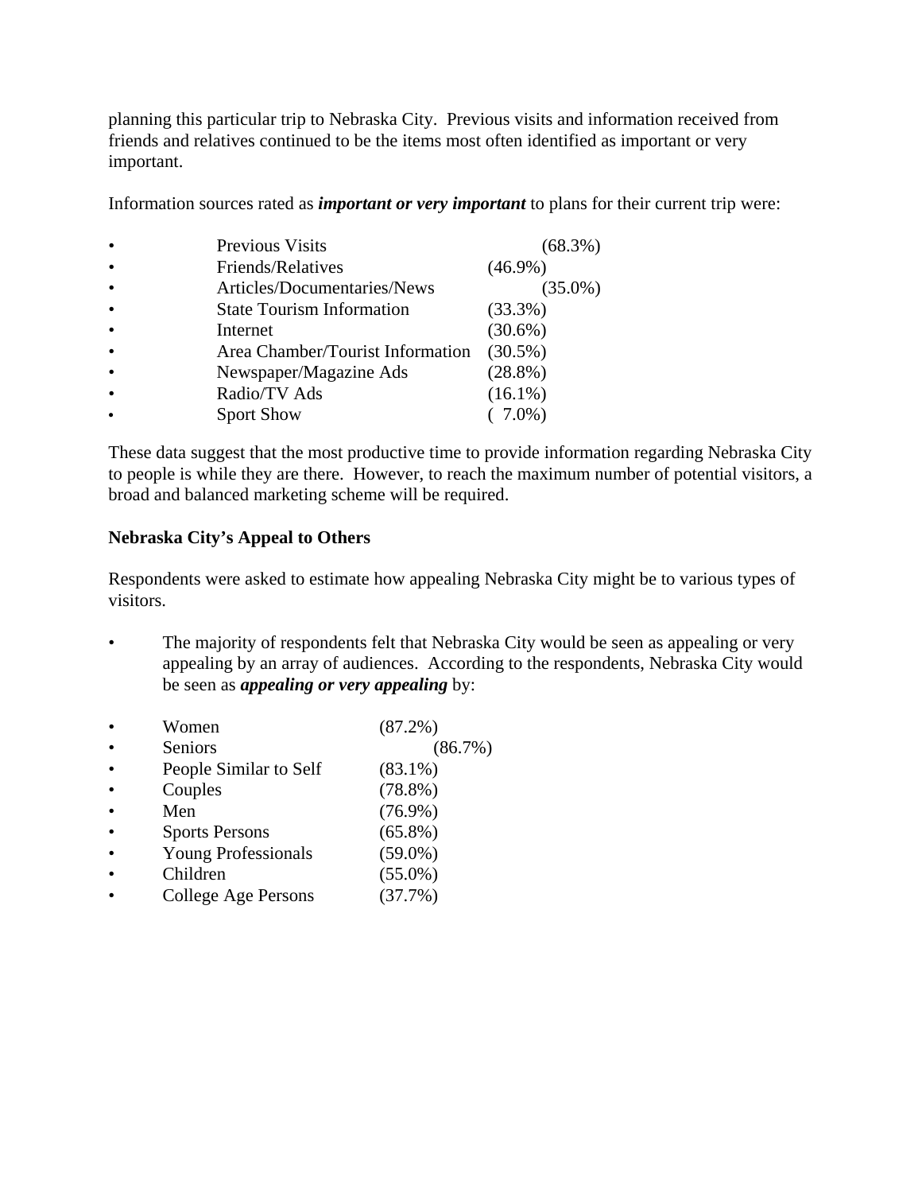planning this particular trip to Nebraska City. Previous visits and information received from friends and relatives continued to be the items most often identified as important or very important.

Information sources rated as ***important or very important*** to plans for their current trip were:

- Previous Visits (68.3%)
- Friends/Relatives (46.9%)
- Articles/Documentaries/News (35.0%)
- State Tourism Information (33.3%)
- Internet (30.6%)
- Area Chamber/Tourist Information (30.5%)
- Newspaper/Magazine Ads (28.8%)
- Radio/TV Ads (16.1%)
- Sport Show ( 7.0%)

These data suggest that the most productive time to provide information regarding Nebraska City to people is while they are there. However, to reach the maximum number of potential visitors, a broad and balanced marketing scheme will be required.

**Nebraska City's Appeal to Others**

Respondents were asked to estimate how appealing Nebraska City might be to various types of visitors.

- The majority of respondents felt that Nebraska City would be seen as appealing or very appealing by an array of audiences. According to the respondents, Nebraska City would be seen as ***appealing or very appealing*** by:

- Women (87.2%)
- Seniors (86.7%)
- People Similar to Self (83.1%)
- Couples (78.8%)
- Men (76.9%)
- Sports Persons (65.8%)
- Young Professionals (59.0%)
- Children (55.0%)
- College Age Persons (37.7%)